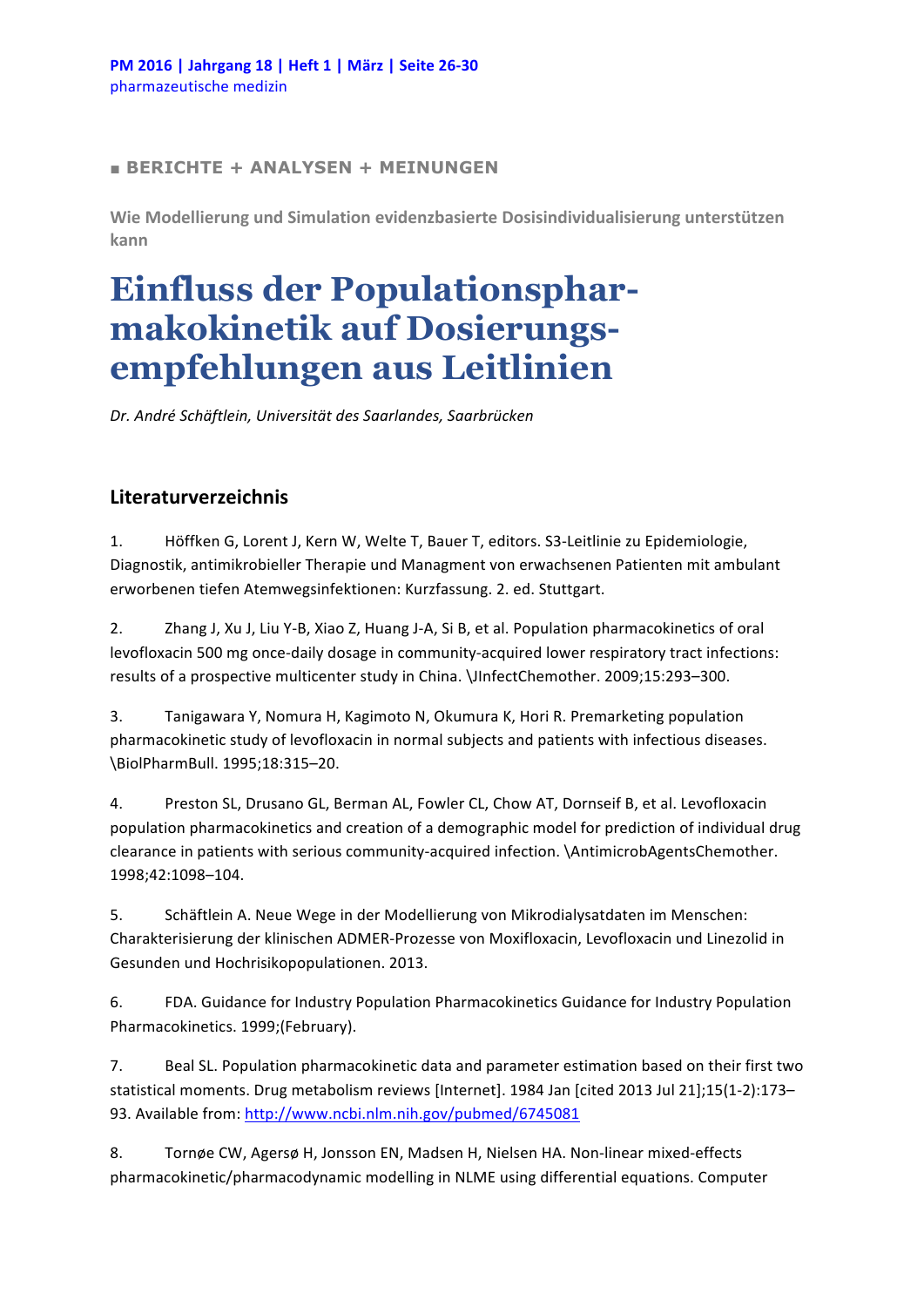■ **BERICHTE + ANALYSEN + MEINUNGEN**

**Wie Modellierung und Simulation evidenzbasierte Dosisindividualisierung unterstützen kann**

# Einfluss der Populationspharmakokinetik auf Dosierungsempfehlungen aus Leitlinien

*Dr. André Schäftlein, Universität des Saarlandes, Saarbrücken*

## Literaturverzeichnis

1. Höffken G, Lorent J, Kern W, Welte T, Bauer T, editors. S3-Leitlinie zu Epidemiologie, Diagnostik, antimikrobieller Therapie und Managment von erwachsenen Patienten mit ambulant erworbenen tiefen Atemwegsinfektionen: Kurzfassung. 2. ed. Stuttgart.

2. Zhang J, Xu J, Liu Y-B, Xiao Z, Huang J-A, Si B, et al. Population pharmacokinetics of oral levofloxacin 500 mg once-daily dosage in community-acquired lower respiratory tract infections: results of a prospective multicenter study in China. \JInfectChemother. 2009;15:293–300.

3. Tanigawara Y, Nomura H, Kagimoto N, Okumura K, Hori R. Premarketing population pharmacokinetic study of levofloxacin in normal subjects and patients with infectious diseases. \BiolPharmBull. 1995;18:315–20.

4. Preston SL, Drusano GL, Berman AL, Fowler CL, Chow AT, Dornseif B, et al. Levofloxacin population pharmacokinetics and creation of a demographic model for prediction of individual drug clearance in patients with serious community-acquired infection. \AntimicrobAgentsChemother. 1998;42:1098–104.

5. Schäftlein A. Neue Wege in der Modellierung von Mikrodialysatdaten im Menschen: Charakterisierung der klinischen ADMER-Prozesse von Moxifloxacin, Levofloxacin und Linezolid in Gesunden und Hochrisikopopulationen. 2013.

6. FDA. Guidance for Industry Population Pharmacokinetics Guidance for Industry Population Pharmacokinetics. 1999;(February).

7. Beal SL. Population pharmacokinetic data and parameter estimation based on their first two statistical moments. Drug metabolism reviews [Internet]. 1984 Jan [cited 2013 Jul 21];15(1-2):173–93. Available from: http://www.ncbi.nlm.nih.gov/pubmed/6745081

8. Tornøe CW, Agersø H, Jonsson EN, Madsen H, Nielsen HA. Non-linear mixed-effects pharmacokinetic/pharmacodynamic modelling in NLME using differential equations. Computer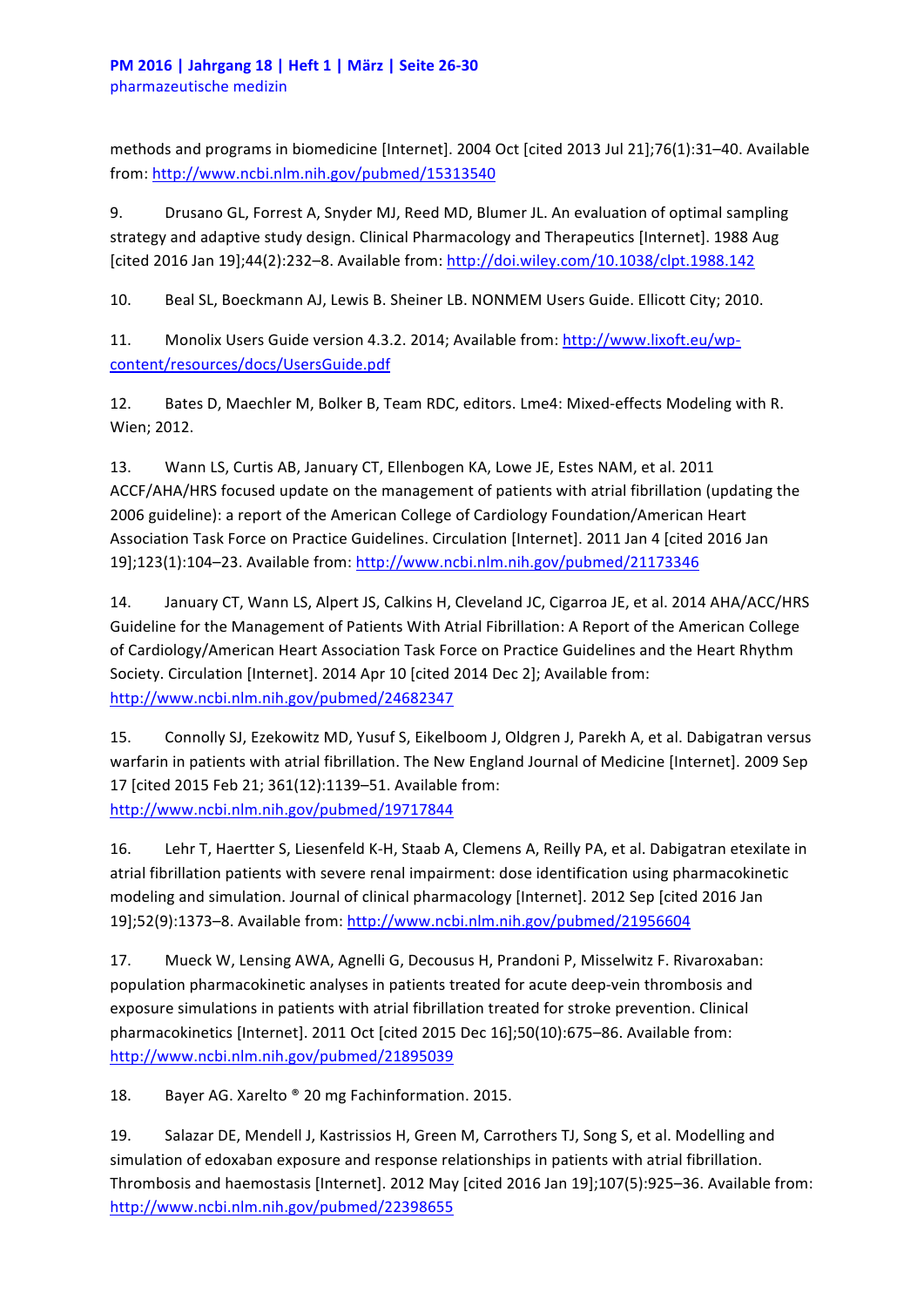methods and programs in biomedicine [Internet]. 2004 Oct [cited 2013 Jul 21];76(1):31–40. Available from: http://www.ncbi.nlm.nih.gov/pubmed/15313540

9. Drusano GL, Forrest A, Snyder MJ, Reed MD, Blumer JL. An evaluation of optimal sampling strategy and adaptive study design. Clinical Pharmacology and Therapeutics [Internet]. 1988 Aug [cited 2016 Jan 19];44(2):232–8. Available from: http://doi.wiley.com/10.1038/clpt.1988.142

10. Beal SL, Boeckmann AJ, Lewis B. Sheiner LB. NONMEM Users Guide. Ellicott City; 2010.

11. Monolix Users Guide version 4.3.2. 2014; Available from: http://www.lixoft.eu/wp-content/resources/docs/UsersGuide.pdf

12. Bates D, Maechler M, Bolker B, Team RDC, editors. Lme4: Mixed-effects Modeling with R. Wien; 2012.

13. Wann LS, Curtis AB, January CT, Ellenbogen KA, Lowe JE, Estes NAM, et al. 2011 ACCF/AHA/HRS focused update on the management of patients with atrial fibrillation (updating the 2006 guideline): a report of the American College of Cardiology Foundation/American Heart Association Task Force on Practice Guidelines. Circulation [Internet]. 2011 Jan 4 [cited 2016 Jan 19];123(1):104–23. Available from: http://www.ncbi.nlm.nih.gov/pubmed/21173346

14. January CT, Wann LS, Alpert JS, Calkins H, Cleveland JC, Cigarroa JE, et al. 2014 AHA/ACC/HRS Guideline for the Management of Patients With Atrial Fibrillation: A Report of the American College of Cardiology/American Heart Association Task Force on Practice Guidelines and the Heart Rhythm Society. Circulation [Internet]. 2014 Apr 10 [cited 2014 Dec 2]; Available from: http://www.ncbi.nlm.nih.gov/pubmed/24682347

15. Connolly SJ, Ezekowitz MD, Yusuf S, Eikelboom J, Oldgren J, Parekh A, et al. Dabigatran versus warfarin in patients with atrial fibrillation. The New England Journal of Medicine [Internet]. 2009 Sep 17 [cited 2015 Feb 21; 361(12):1139–51. Available from: http://www.ncbi.nlm.nih.gov/pubmed/19717844

16. Lehr T, Haertter S, Liesenfeld K-H, Staab A, Clemens A, Reilly PA, et al. Dabigatran etexilate in atrial fibrillation patients with severe renal impairment: dose identification using pharmacokinetic modeling and simulation. Journal of clinical pharmacology [Internet]. 2012 Sep [cited 2016 Jan 19];52(9):1373–8. Available from: http://www.ncbi.nlm.nih.gov/pubmed/21956604

17. Mueck W, Lensing AWA, Agnelli G, Decousus H, Prandoni P, Misselwitz F. Rivaroxaban: population pharmacokinetic analyses in patients treated for acute deep-vein thrombosis and exposure simulations in patients with atrial fibrillation treated for stroke prevention. Clinical pharmacokinetics [Internet]. 2011 Oct [cited 2015 Dec 16];50(10):675–86. Available from: http://www.ncbi.nlm.nih.gov/pubmed/21895039

18. Bayer AG. Xarelto ® 20 mg Fachinformation. 2015.

19. Salazar DE, Mendell J, Kastrissios H, Green M, Carrothers TJ, Song S, et al. Modelling and simulation of edoxaban exposure and response relationships in patients with atrial fibrillation. Thrombosis and haemostasis [Internet]. 2012 May [cited 2016 Jan 19];107(5):925–36. Available from: http://www.ncbi.nlm.nih.gov/pubmed/22398655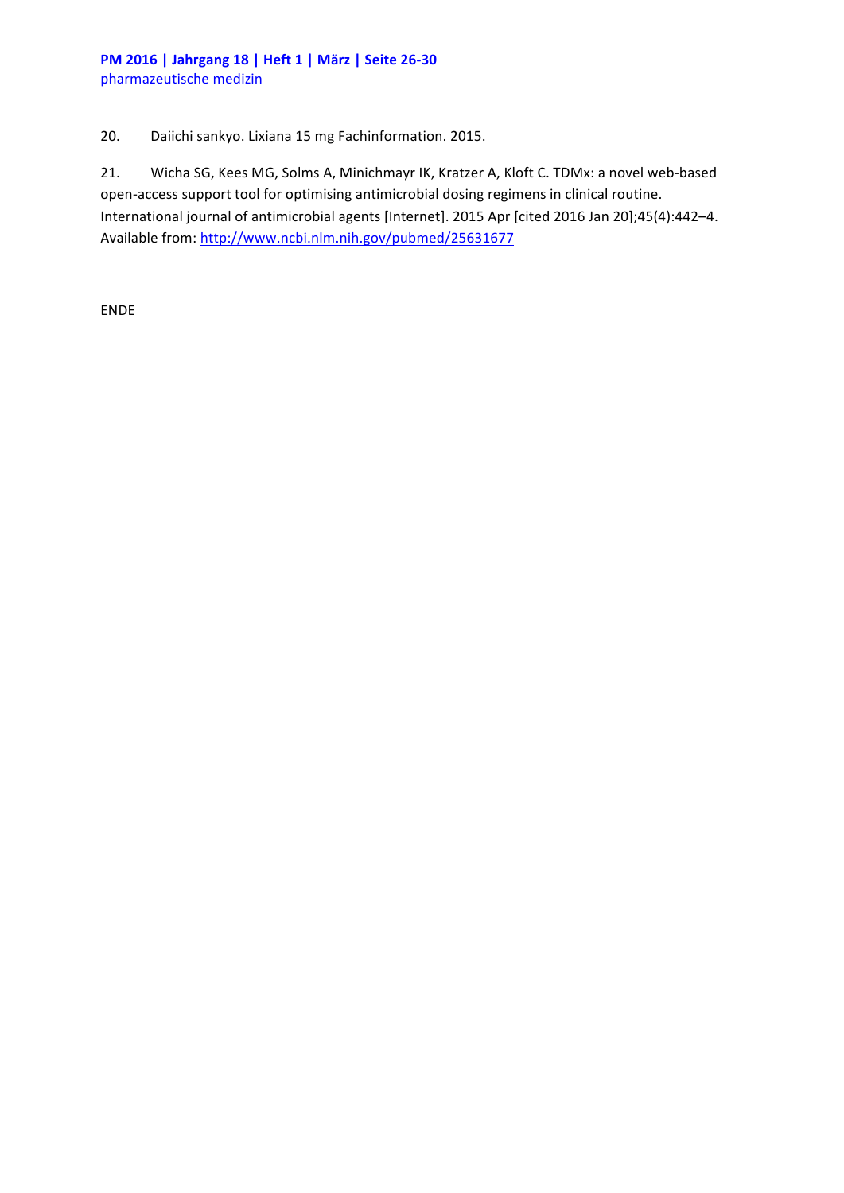20. Daiichi sankyo. Lixiana 15 mg Fachinformation. 2015.

21. Wicha SG, Kees MG, Solms A, Minichmayr IK, Kratzer A, Kloft C. TDMx: a novel web-based open-access support tool for optimising antimicrobial dosing regimens in clinical routine. International journal of antimicrobial agents [Internet]. 2015 Apr [cited 2016 Jan 20];45(4):442–4. Available from: http://www.ncbi.nlm.nih.gov/pubmed/25631677

ENDE